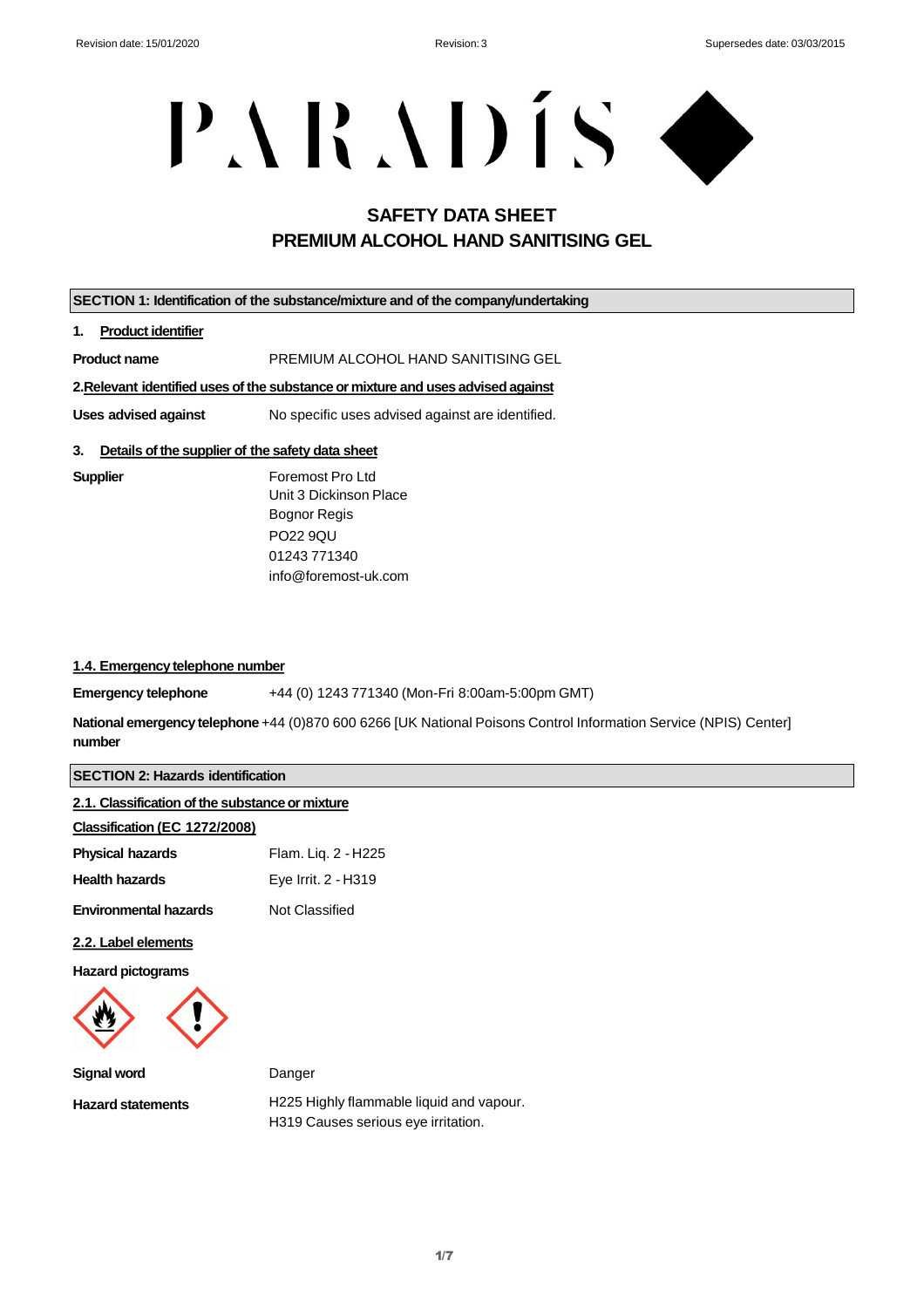# PARADÍS

## SAFETY DATA SHEET
## PREMIUM ALCOHOL HAND SANITISING GEL

### SECTION 1: Identification of the substance/mixture and of the company/undertaking

**1. Product identifier**

**Product name** PREMIUM ALCOHOL HAND SANITISING GEL

**2.Relevant identified uses of the substance or mixture and uses advised against**

**Uses advised against** No specific uses advised against are identified.

**3. Details of the supplier of the safety data sheet**

**Supplier**
Foremost Pro Ltd
Unit 3 Dickinson Place
Bognor Regis
PO22 9QU
01243 771340
info@foremost-uk.com

**1.4. Emergency telephone number**

**Emergency telephone** +44 (0) 1243 771340 (Mon-Fri 8:00am-5:00pm GMT)

**National emergency telephone number** +44 (0)870 600 6266 [UK National Poisons Control Information Service (NPIS) Center]

### SECTION 2: Hazards identification

**2.1. Classification of the substance or mixture**

**Classification (EC 1272/2008)**

**Physical hazards** Flam. Liq. 2 - H225

**Health hazards** Eye Irrit. 2 - H319

**Environmental hazards** Not Classified

**2.2. Label elements**

**Hazard pictograms**

**Signal word** Danger

**Hazard statements**
H225 Highly flammable liquid and vapour.
H319 Causes serious eye irritation.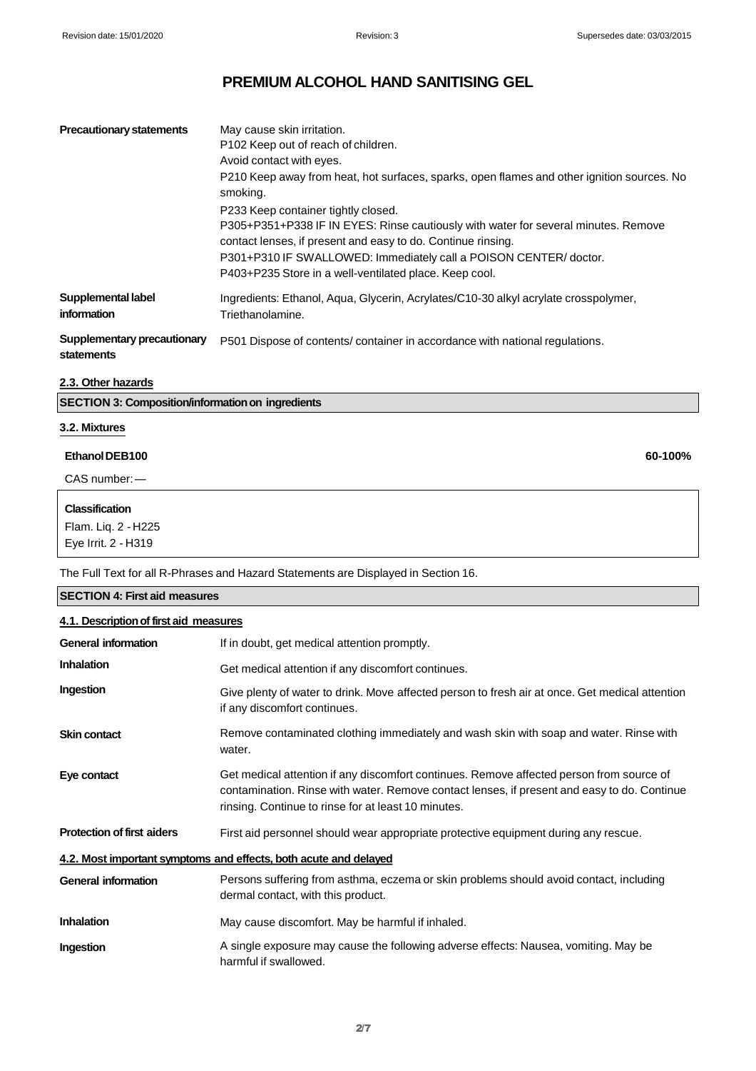# PREMIUM ALCOHOL HAND SANITISING GEL

| | |
|---|---|
| **Precautionary statements** | May cause skin irritation.<br>P102 Keep out of reach of children.<br>Avoid contact with eyes.<br>P210 Keep away from heat, hot surfaces, sparks, open flames and other ignition sources. No smoking.<br>P233 Keep container tightly closed.<br>P305+P351+P338 IF IN EYES: Rinse cautiously with water for several minutes. Remove contact lenses, if present and easy to do. Continue rinsing.<br>P301+P310 IF SWALLOWED: Immediately call a POISON CENTER/ doctor.<br>P403+P235 Store in a well-ventilated place. Keep cool. |
| **Supplemental label information** | Ingredients: Ethanol, Aqua, Glycerin, Acrylates/C10-30 alkyl acrylate crosspolymer, Triethanolamine. |
| **Supplementary precautionary statements** | P501 Dispose of contents/ container in accordance with national regulations. |

### 2.3. Other hazards

## SECTION 3: Composition/information on ingredients

### 3.2. Mixtures

**Ethanol DEB100** **60-100%**

CAS number: —

**Classification**
Flam. Liq. 2 - H225
Eye Irrit. 2 - H319

The Full Text for all R-Phrases and Hazard Statements are Displayed in Section 16.

## SECTION 4: First aid measures

### 4.1. Description of first aid measures

| | |
|---|---|
| **General information** | If in doubt, get medical attention promptly. |
| **Inhalation** | Get medical attention if any discomfort continues. |
| **Ingestion** | Give plenty of water to drink. Move affected person to fresh air at once. Get medical attention if any discomfort continues. |
| **Skin contact** | Remove contaminated clothing immediately and wash skin with soap and water. Rinse with water. |
| **Eye contact** | Get medical attention if any discomfort continues. Remove affected person from source of contamination. Rinse with water. Remove contact lenses, if present and easy to do. Continue rinsing. Continue to rinse for at least 10 minutes. |
| **Protection of first aiders** | First aid personnel should wear appropriate protective equipment during any rescue. |

### 4.2. Most important symptoms and effects, both acute and delayed

| | |
|---|---|
| **General information** | Persons suffering from asthma, eczema or skin problems should avoid contact, including dermal contact, with this product. |
| **Inhalation** | May cause discomfort. May be harmful if inhaled. |
| **Ingestion** | A single exposure may cause the following adverse effects: Nausea, vomiting. May be harmful if swallowed. |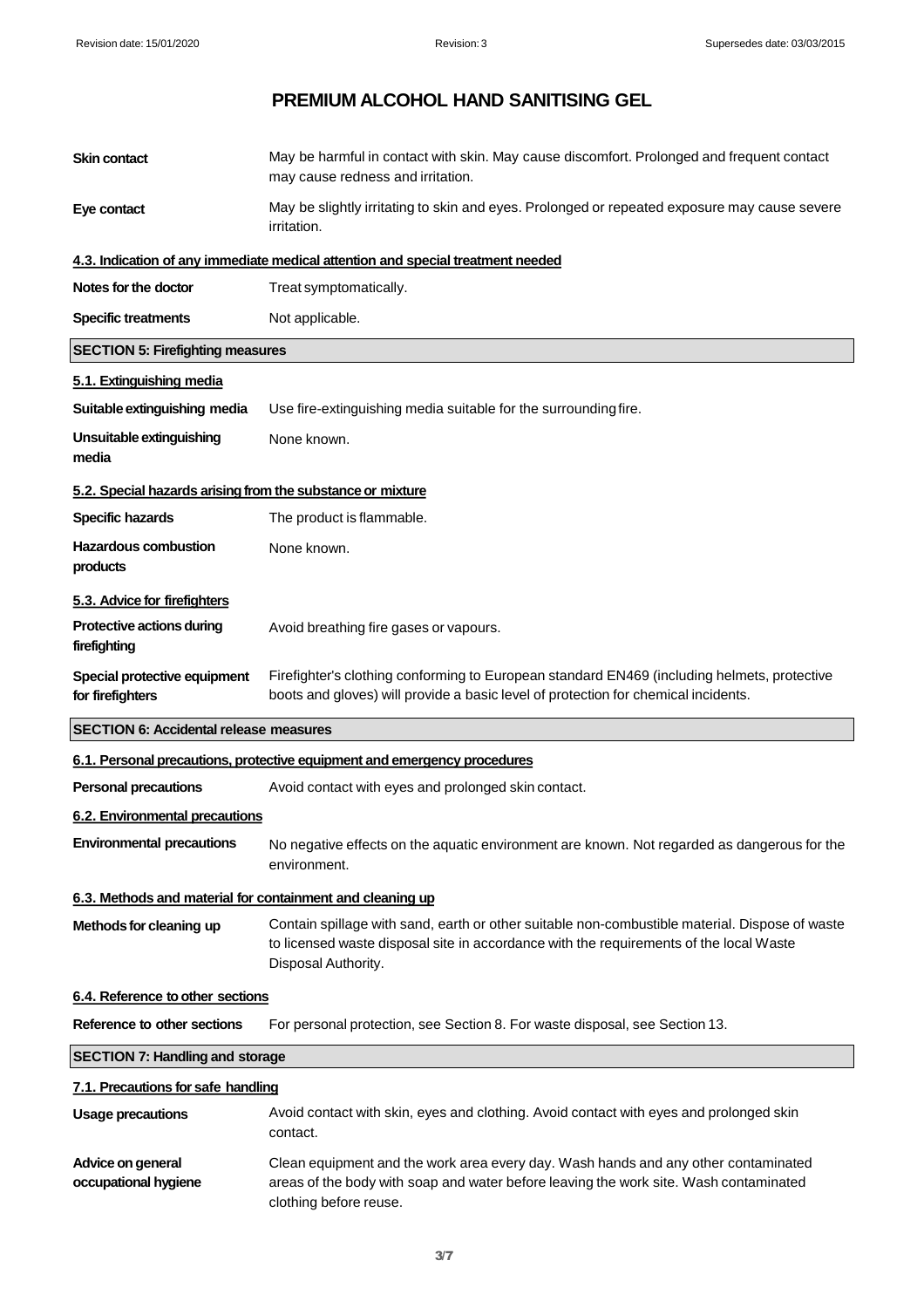# PREMIUM ALCOHOL HAND SANITISING GEL

**Skin contact** May be harmful in contact with skin. May cause discomfort. Prolonged and frequent contact may cause redness and irritation.

**Eye contact** May be slightly irritating to skin and eyes. Prolonged or repeated exposure may cause severe irritation.

### 4.3. Indication of any immediate medical attention and special treatment needed

**Notes for the doctor** Treat symptomatically.

**Specific treatments** Not applicable.

## SECTION 5: Firefighting measures

### 5.1. Extinguishing media

**Suitable extinguishing media** Use fire-extinguishing media suitable for the surrounding fire.

**Unsuitable extinguishing media** None known.

### 5.2. Special hazards arising from the substance or mixture

**Specific hazards** The product is flammable.

**Hazardous combustion products** None known.

### 5.3. Advice for firefighters

**Protective actions during firefighting** Avoid breathing fire gases or vapours.

**Special protective equipment for firefighters** Firefighter's clothing conforming to European standard EN469 (including helmets, protective boots and gloves) will provide a basic level of protection for chemical incidents.

## SECTION 6: Accidental release measures

### 6.1. Personal precautions, protective equipment and emergency procedures

**Personal precautions** Avoid contact with eyes and prolonged skin contact.

### 6.2. Environmental precautions

**Environmental precautions** No negative effects on the aquatic environment are known. Not regarded as dangerous for the environment.

### 6.3. Methods and material for containment and cleaning up

**Methods for cleaning up** Contain spillage with sand, earth or other suitable non-combustible material. Dispose of waste to licensed waste disposal site in accordance with the requirements of the local Waste Disposal Authority.

### 6.4. Reference to other sections

**Reference to other sections** For personal protection, see Section 8. For waste disposal, see Section 13.

## SECTION 7: Handling and storage

### 7.1. Precautions for safe handling

**Usage precautions** Avoid contact with skin, eyes and clothing. Avoid contact with eyes and prolonged skin contact.

**Advice on general occupational hygiene** Clean equipment and the work area every day. Wash hands and any other contaminated areas of the body with soap and water before leaving the work site. Wash contaminated clothing before reuse.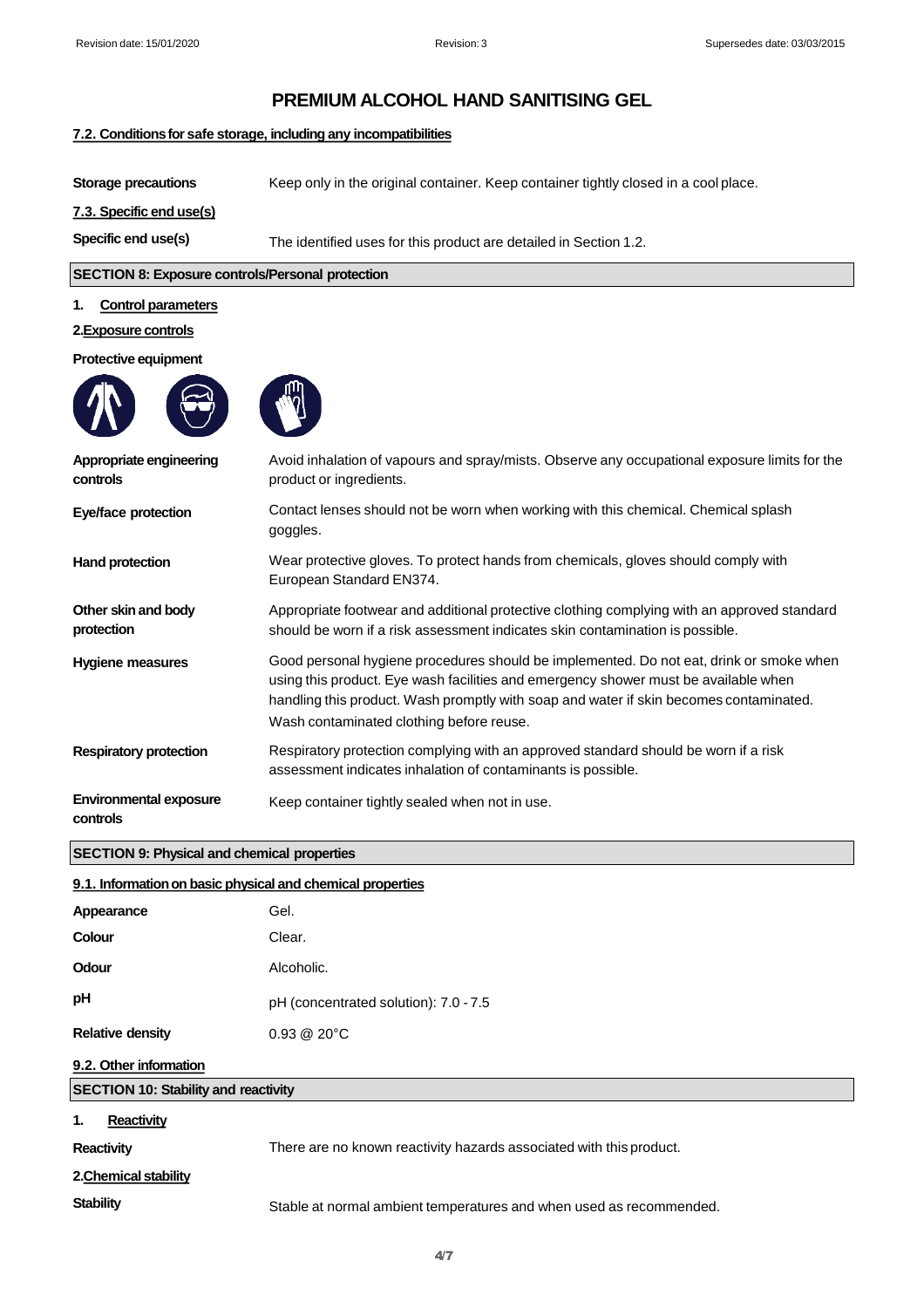# PREMIUM ALCOHOL HAND SANITISING GEL

**7.2. Conditions for safe storage, including any incompatibilities**

**Storage precautions** Keep only in the original container. Keep container tightly closed in a cool place.

**7.3. Specific end use(s)**

**Specific end use(s)** The identified uses for this product are detailed in Section 1.2.

## SECTION 8: Exposure controls/Personal protection

**1. Control parameters**

**2. Exposure controls**

**Protective equipment**

| | |
|---|---|
| **Appropriate engineering controls** | Avoid inhalation of vapours and spray/mists. Observe any occupational exposure limits for the product or ingredients. |
| **Eye/face protection** | Contact lenses should not be worn when working with this chemical. Chemical splash goggles. |
| **Hand protection** | Wear protective gloves. To protect hands from chemicals, gloves should comply with European Standard EN374. |
| **Other skin and body protection** | Appropriate footwear and additional protective clothing complying with an approved standard should be worn if a risk assessment indicates skin contamination is possible. |
| **Hygiene measures** | Good personal hygiene procedures should be implemented. Do not eat, drink or smoke when using this product. Eye wash facilities and emergency shower must be available when handling this product. Wash promptly with soap and water if skin becomes contaminated. Wash contaminated clothing before reuse. |
| **Respiratory protection** | Respiratory protection complying with an approved standard should be worn if a risk assessment indicates inhalation of contaminants is possible. |
| **Environmental exposure controls** | Keep container tightly sealed when not in use. |

## SECTION 9: Physical and chemical properties

**9.1. Information on basic physical and chemical properties**

| | |
|---|---|
| **Appearance** | Gel. |
| **Colour** | Clear. |
| **Odour** | Alcoholic. |
| **pH** | pH (concentrated solution): 7.0 - 7.5 |
| **Relative density** | 0.93 @ 20°C |

**9.2. Other information**

## SECTION 10: Stability and reactivity

**1. Reactivity**

**Reactivity** There are no known reactivity hazards associated with this product.

**2. Chemical stability**

**Stability** Stable at normal ambient temperatures and when used as recommended.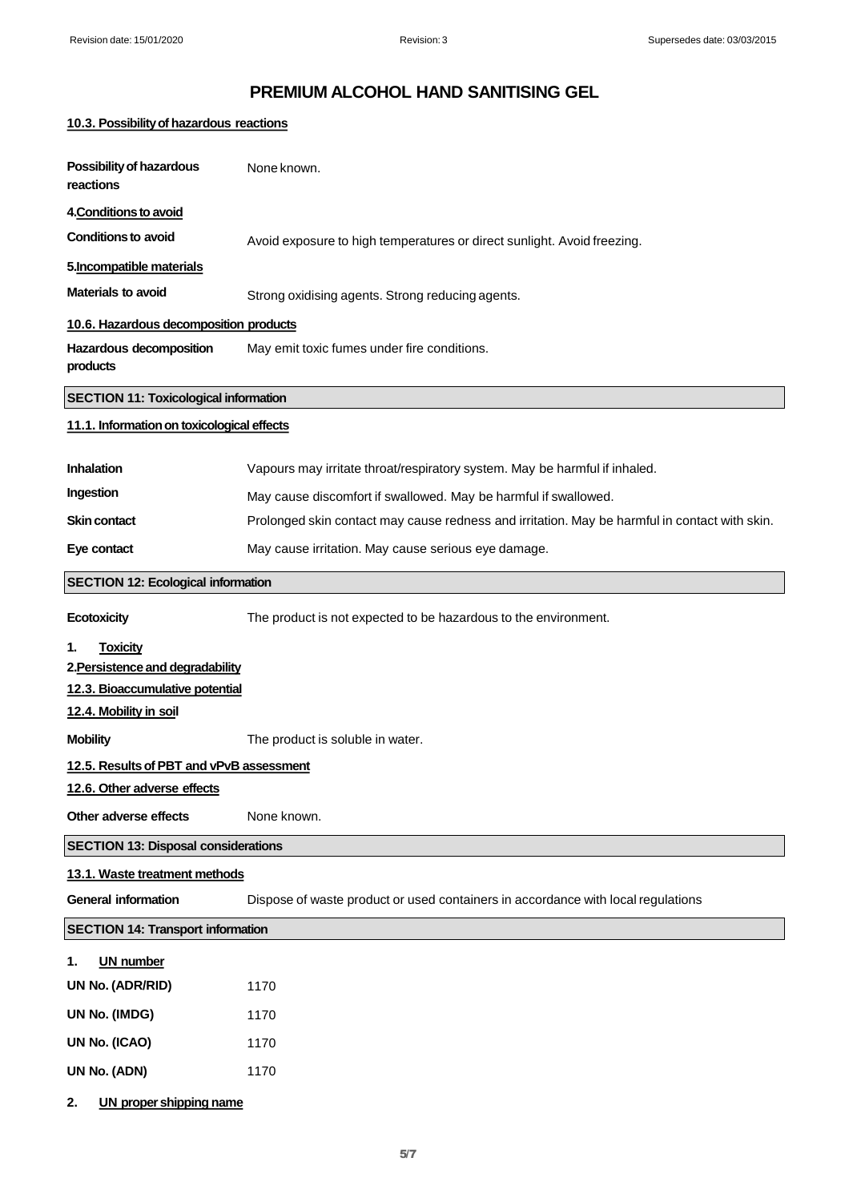# PREMIUM ALCOHOL HAND SANITISING GEL

### 10.3. Possibility of hazardous reactions

**Possibility of hazardous reactions** None known.

### 4.Conditions to avoid

**Conditions to avoid** Avoid exposure to high temperatures or direct sunlight. Avoid freezing.

### 5.Incompatible materials

**Materials to avoid** Strong oxidising agents. Strong reducing agents.

### 10.6. Hazardous decomposition products

**Hazardous decomposition products** May emit toxic fumes under fire conditions.

## SECTION 11: Toxicological information

### 11.1. Information on toxicological effects

**Inhalation** Vapours may irritate throat/respiratory system. May be harmful if inhaled.

**Ingestion** May cause discomfort if swallowed. May be harmful if swallowed.

**Skin contact** Prolonged skin contact may cause redness and irritation. May be harmful in contact with skin.

**Eye contact** May cause irritation. May cause serious eye damage.

## SECTION 12: Ecological information

**Ecotoxicity** The product is not expected to be hazardous to the environment.

### 1. Toxicity

### 2.Persistence and degradability

### 12.3. Bioaccumulative potential

### 12.4. Mobility in soil

**Mobility** The product is soluble in water.

### 12.5. Results of PBT and vPvB assessment

### 12.6. Other adverse effects

**Other adverse effects** None known.

## SECTION 13: Disposal considerations

### 13.1. Waste treatment methods

**General information** Dispose of waste product or used containers in accordance with local regulations

## SECTION 14: Transport information

### 1. UN number

**UN No. (ADR/RID)** 1170

**UN No. (IMDG)** 1170

**UN No. (ICAO)** 1170

**UN No. (ADN)** 1170

### 2. UN proper shipping name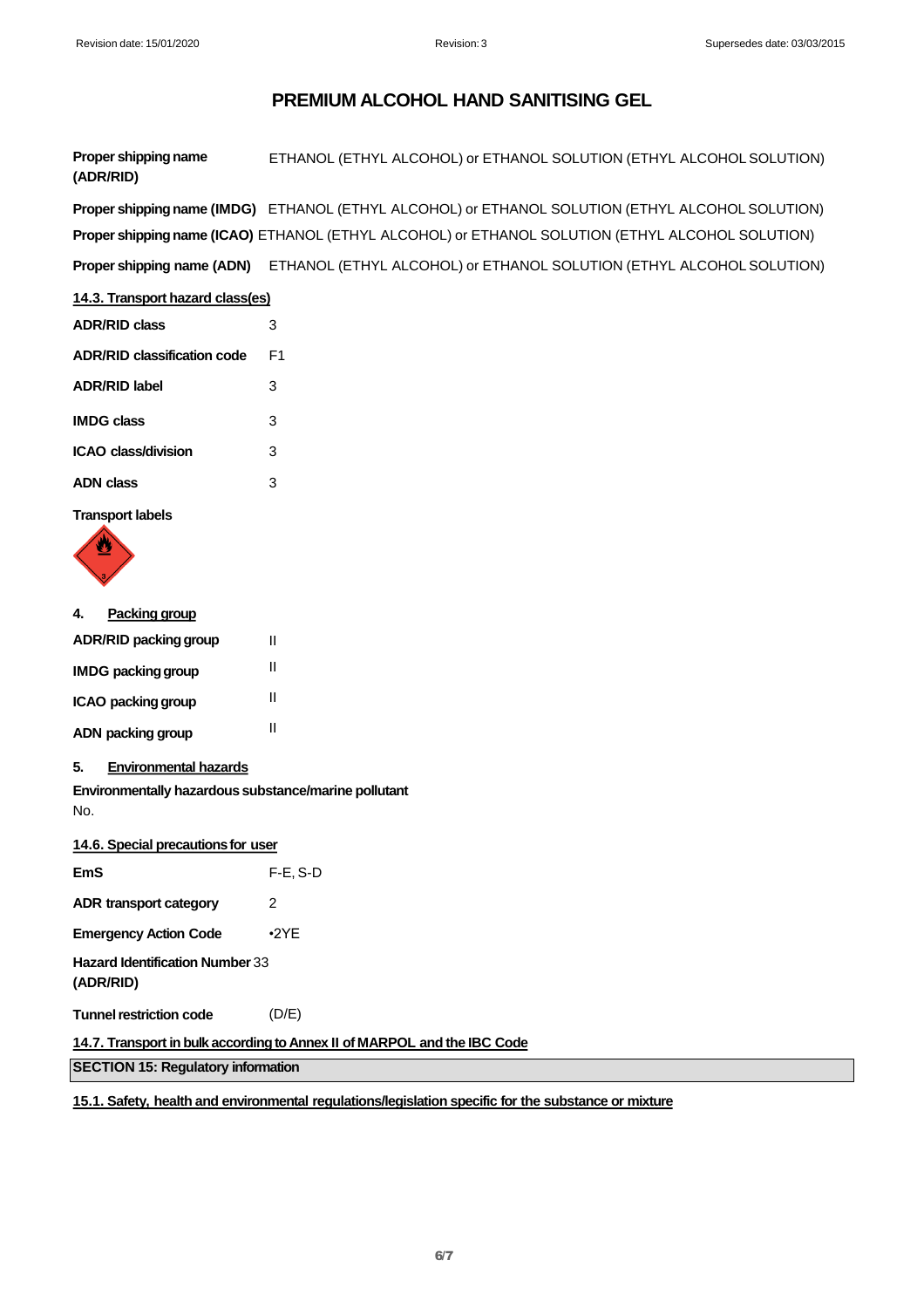# PREMIUM ALCOHOL HAND SANITISING GEL

**Proper shipping name (ADR/RID)** ETHANOL (ETHYL ALCOHOL) or ETHANOL SOLUTION (ETHYL ALCOHOL SOLUTION)

**Proper shipping name (IMDG)** ETHANOL (ETHYL ALCOHOL) or ETHANOL SOLUTION (ETHYL ALCOHOL SOLUTION)

**Proper shipping name (ICAO)** ETHANOL (ETHYL ALCOHOL) or ETHANOL SOLUTION (ETHYL ALCOHOL SOLUTION)

**Proper shipping name (ADN)** ETHANOL (ETHYL ALCOHOL) or ETHANOL SOLUTION (ETHYL ALCOHOL SOLUTION)

### 14.3. Transport hazard class(es)

**ADR/RID class** 3

**ADR/RID classification code** F1

**ADR/RID label** 3

**IMDG class** 3

**ICAO class/division** 3

**ADN class** 3

**Transport labels**

### 4. Packing group

**ADR/RID packing group** II

**IMDG packing group** II

**ICAO packing group** II

**ADN packing group** II

### 5. Environmental hazards

**Environmentally hazardous substance/marine pollutant**

No.

### 14.6. Special precautions for user

**EmS** F-E, S-D

**ADR transport category** 2

**Emergency Action Code** •2YE

**Hazard Identification Number (ADR/RID)** 33

**Tunnel restriction code** (D/E)

### 14.7. Transport in bulk according to Annex II of MARPOL and the IBC Code

## SECTION 15: Regulatory information

### 15.1. Safety, health and environmental regulations/legislation specific for the substance or mixture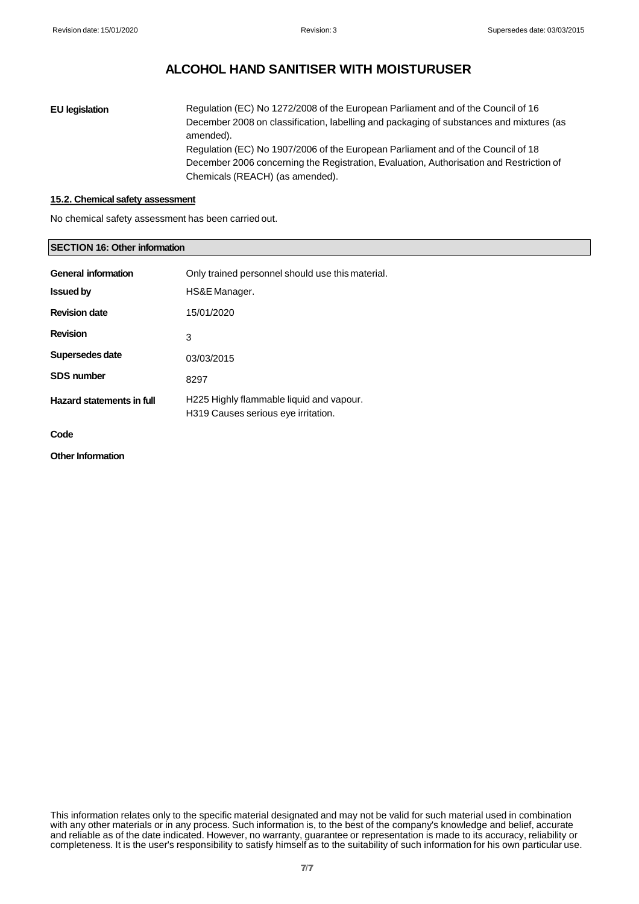# ALCOHOL HAND SANITISER WITH MOISTURUSER

| | |
|---|---|
| **EU legislation** | Regulation (EC) No 1272/2008 of the European Parliament and of the Council of 16 December 2008 on classification, labelling and packaging of substances and mixtures (as amended). Regulation (EC) No 1907/2006 of the European Parliament and of the Council of 18 December 2006 concerning the Registration, Evaluation, Authorisation and Restriction of Chemicals (REACH) (as amended). |

**15.2. Chemical safety assessment**

No chemical safety assessment has been carried out.

## SECTION 16: Other information

| | |
|---|---|
| **General information** | Only trained personnel should use this material. |
| **Issued by** | HS&E Manager. |
| **Revision date** | 15/01/2020 |
| **Revision** | 3 |
| **Supersedes date** | 03/03/2015 |
| **SDS number** | 8297 |
| **Hazard statements in full** | H225 Highly flammable liquid and vapour.<br>H319 Causes serious eye irritation. |
| **Code** | |
| **Other Information** | |

This information relates only to the specific material designated and may not be valid for such material used in combination with any other materials or in any process. Such information is, to the best of the company's knowledge and belief, accurate and reliable as of the date indicated. However, no warranty, guarantee or representation is made to its accuracy, reliability or completeness. It is the user's responsibility to satisfy himself as to the suitability of such information for his own particular use.